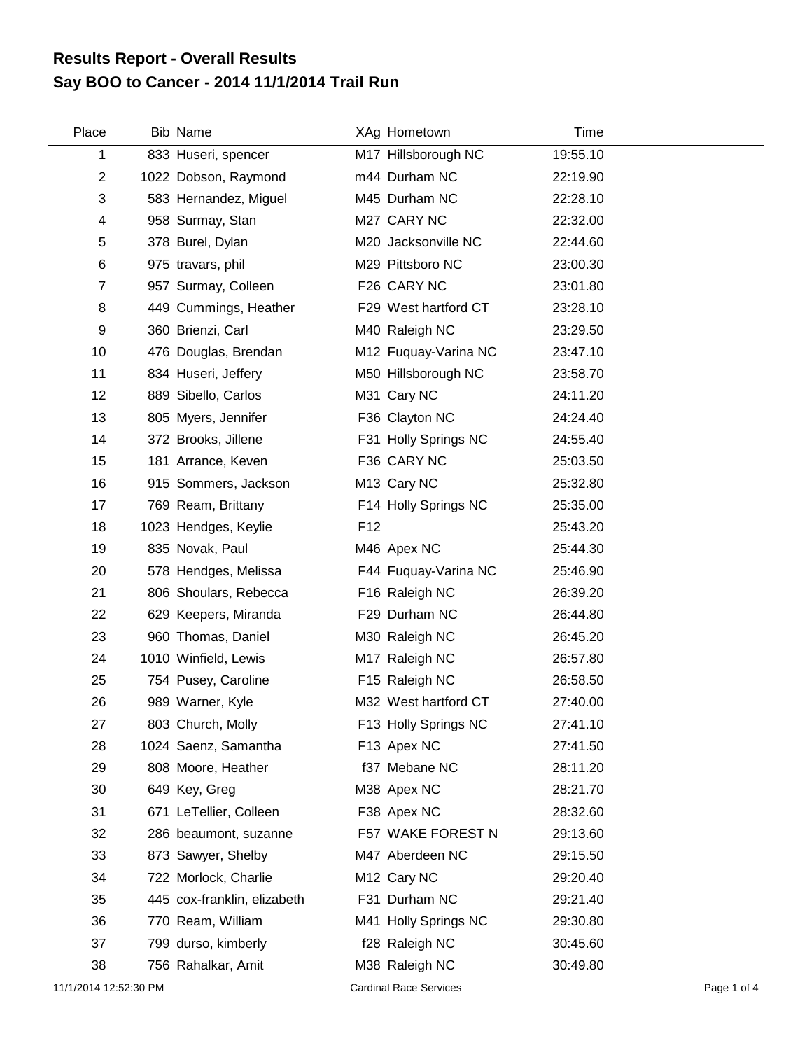## Results Report - Overall Results
## Say BOO to Cancer - 2014 11/1/2014 Trail Run

| Place | Bib | Name | XAg | Hometown | Time |
|---|---|---|---|---|---|
| 1 | 833 | Huseri, spencer | M17 | Hillsborough NC | 19:55.10 |
| 2 | 1022 | Dobson, Raymond | m44 | Durham NC | 22:19.90 |
| 3 | 583 | Hernandez, Miguel | M45 | Durham NC | 22:28.10 |
| 4 | 958 | Surmay, Stan | M27 | CARY NC | 22:32.00 |
| 5 | 378 | Burel, Dylan | M20 | Jacksonville NC | 22:44.60 |
| 6 | 975 | travars, phil | M29 | Pittsboro NC | 23:00.30 |
| 7 | 957 | Surmay, Colleen | F26 | CARY NC | 23:01.80 |
| 8 | 449 | Cummings, Heather | F29 | West hartford CT | 23:28.10 |
| 9 | 360 | Brienzi, Carl | M40 | Raleigh NC | 23:29.50 |
| 10 | 476 | Douglas, Brendan | M12 | Fuquay-Varina NC | 23:47.10 |
| 11 | 834 | Huseri, Jeffery | M50 | Hillsborough NC | 23:58.70 |
| 12 | 889 | Sibello, Carlos | M31 | Cary NC | 24:11.20 |
| 13 | 805 | Myers, Jennifer | F36 | Clayton NC | 24:24.40 |
| 14 | 372 | Brooks, Jillene | F31 | Holly Springs NC | 24:55.40 |
| 15 | 181 | Arrance, Keven | F36 | CARY NC | 25:03.50 |
| 16 | 915 | Sommers, Jackson | M13 | Cary NC | 25:32.80 |
| 17 | 769 | Ream, Brittany | F14 | Holly Springs NC | 25:35.00 |
| 18 | 1023 | Hendges, Keylie | F12 | | 25:43.20 |
| 19 | 835 | Novak, Paul | M46 | Apex NC | 25:44.30 |
| 20 | 578 | Hendges, Melissa | F44 | Fuquay-Varina NC | 25:46.90 |
| 21 | 806 | Shoulars, Rebecca | F16 | Raleigh NC | 26:39.20 |
| 22 | 629 | Keepers, Miranda | F29 | Durham NC | 26:44.80 |
| 23 | 960 | Thomas, Daniel | M30 | Raleigh NC | 26:45.20 |
| 24 | 1010 | Winfield, Lewis | M17 | Raleigh NC | 26:57.80 |
| 25 | 754 | Pusey, Caroline | F15 | Raleigh NC | 26:58.50 |
| 26 | 989 | Warner, Kyle | M32 | West hartford CT | 27:40.00 |
| 27 | 803 | Church, Molly | F13 | Holly Springs NC | 27:41.10 |
| 28 | 1024 | Saenz, Samantha | F13 | Apex NC | 27:41.50 |
| 29 | 808 | Moore, Heather | f37 | Mebane NC | 28:11.20 |
| 30 | 649 | Key, Greg | M38 | Apex NC | 28:21.70 |
| 31 | 671 | LeTellier, Colleen | F38 | Apex NC | 28:32.60 |
| 32 | 286 | beaumont, suzanne | F57 | WAKE FOREST N | 29:13.60 |
| 33 | 873 | Sawyer, Shelby | M47 | Aberdeen NC | 29:15.50 |
| 34 | 722 | Morlock, Charlie | M12 | Cary NC | 29:20.40 |
| 35 | 445 | cox-franklin, elizabeth | F31 | Durham NC | 29:21.40 |
| 36 | 770 | Ream, William | M41 | Holly Springs NC | 29:30.80 |
| 37 | 799 | durso, kimberly | f28 | Raleigh NC | 30:45.60 |
| 38 | 756 | Rahalkar, Amit | M38 | Raleigh NC | 30:49.80 |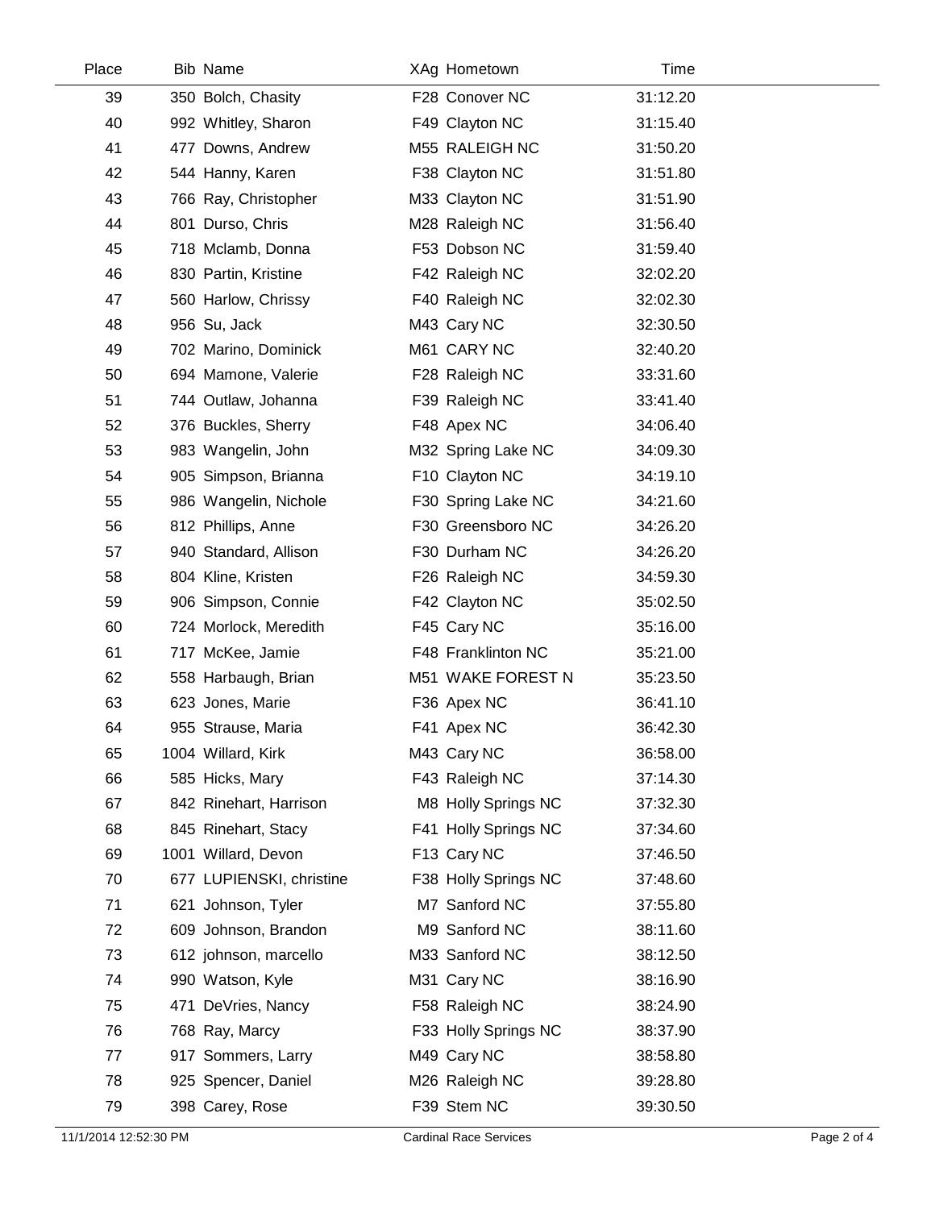| Place | Bib | Name | XAg | Hometown | Time |
|---|---|---|---|---|---|
| 39 | 350 | Bolch, Chasity | F28 | Conover NC | 31:12.20 |
| 40 | 992 | Whitley, Sharon | F49 | Clayton NC | 31:15.40 |
| 41 | 477 | Downs, Andrew | M55 | RALEIGH NC | 31:50.20 |
| 42 | 544 | Hanny, Karen | F38 | Clayton NC | 31:51.80 |
| 43 | 766 | Ray, Christopher | M33 | Clayton NC | 31:51.90 |
| 44 | 801 | Durso, Chris | M28 | Raleigh NC | 31:56.40 |
| 45 | 718 | Mclamb, Donna | F53 | Dobson NC | 31:59.40 |
| 46 | 830 | Partin, Kristine | F42 | Raleigh NC | 32:02.20 |
| 47 | 560 | Harlow, Chrissy | F40 | Raleigh NC | 32:02.30 |
| 48 | 956 | Su, Jack | M43 | Cary NC | 32:30.50 |
| 49 | 702 | Marino, Dominick | M61 | CARY NC | 32:40.20 |
| 50 | 694 | Mamone, Valerie | F28 | Raleigh NC | 33:31.60 |
| 51 | 744 | Outlaw, Johanna | F39 | Raleigh NC | 33:41.40 |
| 52 | 376 | Buckles, Sherry | F48 | Apex NC | 34:06.40 |
| 53 | 983 | Wangelin, John | M32 | Spring Lake NC | 34:09.30 |
| 54 | 905 | Simpson, Brianna | F10 | Clayton NC | 34:19.10 |
| 55 | 986 | Wangelin, Nichole | F30 | Spring Lake NC | 34:21.60 |
| 56 | 812 | Phillips, Anne | F30 | Greensboro NC | 34:26.20 |
| 57 | 940 | Standard, Allison | F30 | Durham NC | 34:26.20 |
| 58 | 804 | Kline, Kristen | F26 | Raleigh NC | 34:59.30 |
| 59 | 906 | Simpson, Connie | F42 | Clayton NC | 35:02.50 |
| 60 | 724 | Morlock, Meredith | F45 | Cary NC | 35:16.00 |
| 61 | 717 | McKee, Jamie | F48 | Franklinton NC | 35:21.00 |
| 62 | 558 | Harbaugh, Brian | M51 | WAKE FOREST N | 35:23.50 |
| 63 | 623 | Jones, Marie | F36 | Apex NC | 36:41.10 |
| 64 | 955 | Strause, Maria | F41 | Apex NC | 36:42.30 |
| 65 | 1004 | Willard, Kirk | M43 | Cary NC | 36:58.00 |
| 66 | 585 | Hicks, Mary | F43 | Raleigh NC | 37:14.30 |
| 67 | 842 | Rinehart, Harrison | M8 | Holly Springs NC | 37:32.30 |
| 68 | 845 | Rinehart, Stacy | F41 | Holly Springs NC | 37:34.60 |
| 69 | 1001 | Willard, Devon | F13 | Cary NC | 37:46.50 |
| 70 | 677 | LUPIENSKI, christine | F38 | Holly Springs NC | 37:48.60 |
| 71 | 621 | Johnson, Tyler | M7 | Sanford NC | 37:55.80 |
| 72 | 609 | Johnson, Brandon | M9 | Sanford NC | 38:11.60 |
| 73 | 612 | johnson, marcello | M33 | Sanford NC | 38:12.50 |
| 74 | 990 | Watson, Kyle | M31 | Cary NC | 38:16.90 |
| 75 | 471 | DeVries, Nancy | F58 | Raleigh NC | 38:24.90 |
| 76 | 768 | Ray, Marcy | F33 | Holly Springs NC | 38:37.90 |
| 77 | 917 | Sommers, Larry | M49 | Cary NC | 38:58.80 |
| 78 | 925 | Spencer, Daniel | M26 | Raleigh NC | 39:28.80 |
| 79 | 398 | Carey, Rose | F39 | Stem NC | 39:30.50 |

11/1/2014 12:52:30 PM Cardinal Race Services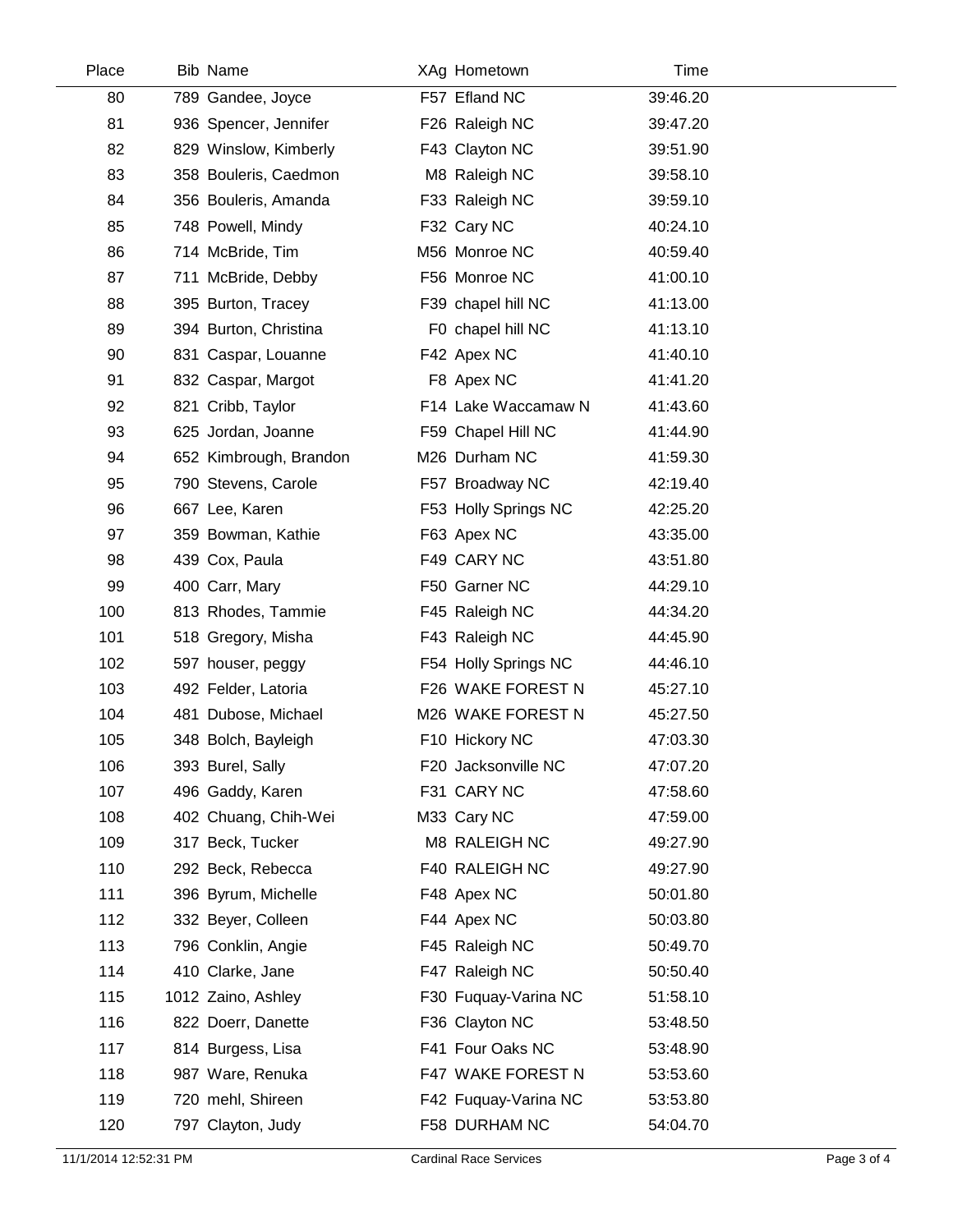| Place | Bib | Name | XAg | Hometown | Time |
|---|---|---|---|---|---|
| 80 | 789 | Gandee, Joyce | F57 | Efland NC | 39:46.20 |
| 81 | 936 | Spencer, Jennifer | F26 | Raleigh NC | 39:47.20 |
| 82 | 829 | Winslow, Kimberly | F43 | Clayton NC | 39:51.90 |
| 83 | 358 | Bouleris, Caedmon | M8 | Raleigh NC | 39:58.10 |
| 84 | 356 | Bouleris, Amanda | F33 | Raleigh NC | 39:59.10 |
| 85 | 748 | Powell, Mindy | F32 | Cary NC | 40:24.10 |
| 86 | 714 | McBride, Tim | M56 | Monroe NC | 40:59.40 |
| 87 | 711 | McBride, Debby | F56 | Monroe NC | 41:00.10 |
| 88 | 395 | Burton, Tracey | F39 | chapel hill NC | 41:13.00 |
| 89 | 394 | Burton, Christina | F0 | chapel hill NC | 41:13.10 |
| 90 | 831 | Caspar, Louanne | F42 | Apex NC | 41:40.10 |
| 91 | 832 | Caspar, Margot | F8 | Apex NC | 41:41.20 |
| 92 | 821 | Cribb, Taylor | F14 | Lake Waccamaw N | 41:43.60 |
| 93 | 625 | Jordan, Joanne | F59 | Chapel Hill NC | 41:44.90 |
| 94 | 652 | Kimbrough, Brandon | M26 | Durham NC | 41:59.30 |
| 95 | 790 | Stevens, Carole | F57 | Broadway NC | 42:19.40 |
| 96 | 667 | Lee, Karen | F53 | Holly Springs NC | 42:25.20 |
| 97 | 359 | Bowman, Kathie | F63 | Apex NC | 43:35.00 |
| 98 | 439 | Cox, Paula | F49 | CARY NC | 43:51.80 |
| 99 | 400 | Carr, Mary | F50 | Garner NC | 44:29.10 |
| 100 | 813 | Rhodes, Tammie | F45 | Raleigh NC | 44:34.20 |
| 101 | 518 | Gregory, Misha | F43 | Raleigh NC | 44:45.90 |
| 102 | 597 | houser, peggy | F54 | Holly Springs NC | 44:46.10 |
| 103 | 492 | Felder, Latoria | F26 | WAKE FOREST N | 45:27.10 |
| 104 | 481 | Dubose, Michael | M26 | WAKE FOREST N | 45:27.50 |
| 105 | 348 | Bolch, Bayleigh | F10 | Hickory NC | 47:03.30 |
| 106 | 393 | Burel, Sally | F20 | Jacksonville NC | 47:07.20 |
| 107 | 496 | Gaddy, Karen | F31 | CARY NC | 47:58.60 |
| 108 | 402 | Chuang, Chih-Wei | M33 | Cary NC | 47:59.00 |
| 109 | 317 | Beck, Tucker | M8 | RALEIGH NC | 49:27.90 |
| 110 | 292 | Beck, Rebecca | F40 | RALEIGH NC | 49:27.90 |
| 111 | 396 | Byrum, Michelle | F48 | Apex NC | 50:01.80 |
| 112 | 332 | Beyer, Colleen | F44 | Apex NC | 50:03.80 |
| 113 | 796 | Conklin, Angie | F45 | Raleigh NC | 50:49.70 |
| 114 | 410 | Clarke, Jane | F47 | Raleigh NC | 50:50.40 |
| 115 | 1012 | Zaino, Ashley | F30 | Fuquay-Varina NC | 51:58.10 |
| 116 | 822 | Doerr, Danette | F36 | Clayton NC | 53:48.50 |
| 117 | 814 | Burgess, Lisa | F41 | Four Oaks NC | 53:48.90 |
| 118 | 987 | Ware, Renuka | F47 | WAKE FOREST N | 53:53.60 |
| 119 | 720 | mehl, Shireen | F42 | Fuquay-Varina NC | 53:53.80 |
| 120 | 797 | Clayton, Judy | F58 | DURHAM NC | 54:04.70 |

11/1/2014 12:52:31 PM Cardinal Race Services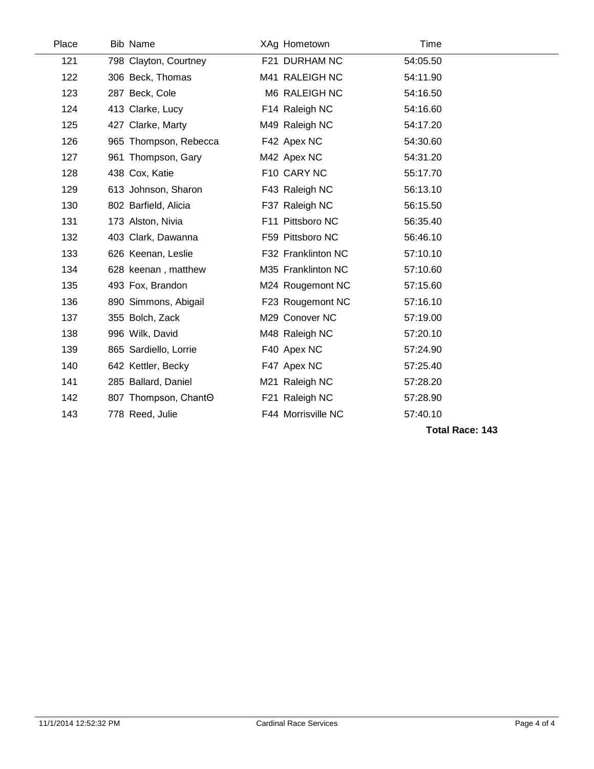| Place | Bib | Name | XAg | Hometown | Time |
|---|---|---|---|---|---|
| 121 | 798 | Clayton, Courtney | F21 | DURHAM NC | 54:05.50 |
| 122 | 306 | Beck, Thomas | M41 | RALEIGH NC | 54:11.90 |
| 123 | 287 | Beck, Cole | M6 | RALEIGH NC | 54:16.50 |
| 124 | 413 | Clarke, Lucy | F14 | Raleigh NC | 54:16.60 |
| 125 | 427 | Clarke, Marty | M49 | Raleigh NC | 54:17.20 |
| 126 | 965 | Thompson, Rebecca | F42 | Apex NC | 54:30.60 |
| 127 | 961 | Thompson, Gary | M42 | Apex NC | 54:31.20 |
| 128 | 438 | Cox, Katie | F10 | CARY NC | 55:17.70 |
| 129 | 613 | Johnson, Sharon | F43 | Raleigh NC | 56:13.10 |
| 130 | 802 | Barfield, Alicia | F37 | Raleigh NC | 56:15.50 |
| 131 | 173 | Alston, Nivia | F11 | Pittsboro NC | 56:35.40 |
| 132 | 403 | Clark, Dawanna | F59 | Pittsboro NC | 56:46.10 |
| 133 | 626 | Keenan, Leslie | F32 | Franklinton NC | 57:10.10 |
| 134 | 628 | keenan , matthew | M35 | Franklinton NC | 57:10.60 |
| 135 | 493 | Fox, Brandon | M24 | Rougemont NC | 57:15.60 |
| 136 | 890 | Simmons, Abigail | F23 | Rougemont NC | 57:16.10 |
| 137 | 355 | Bolch, Zack | M29 | Conover NC | 57:19.00 |
| 138 | 996 | Wilk, David | M48 | Raleigh NC | 57:20.10 |
| 139 | 865 | Sardiello, Lorrie | F40 | Apex NC | 57:24.90 |
| 140 | 642 | Kettler, Becky | F47 | Apex NC | 57:25.40 |
| 141 | 285 | Ballard, Daniel | M21 | Raleigh NC | 57:28.20 |
| 142 | 807 | Thompson, ChantΘ | F21 | Raleigh NC | 57:28.90 |
| 143 | 778 | Reed, Julie | F44 | Morrisville NC | 57:40.10 |

**Total Race: 143**

11/1/2014 12:52:32 PM Cardinal Race Services